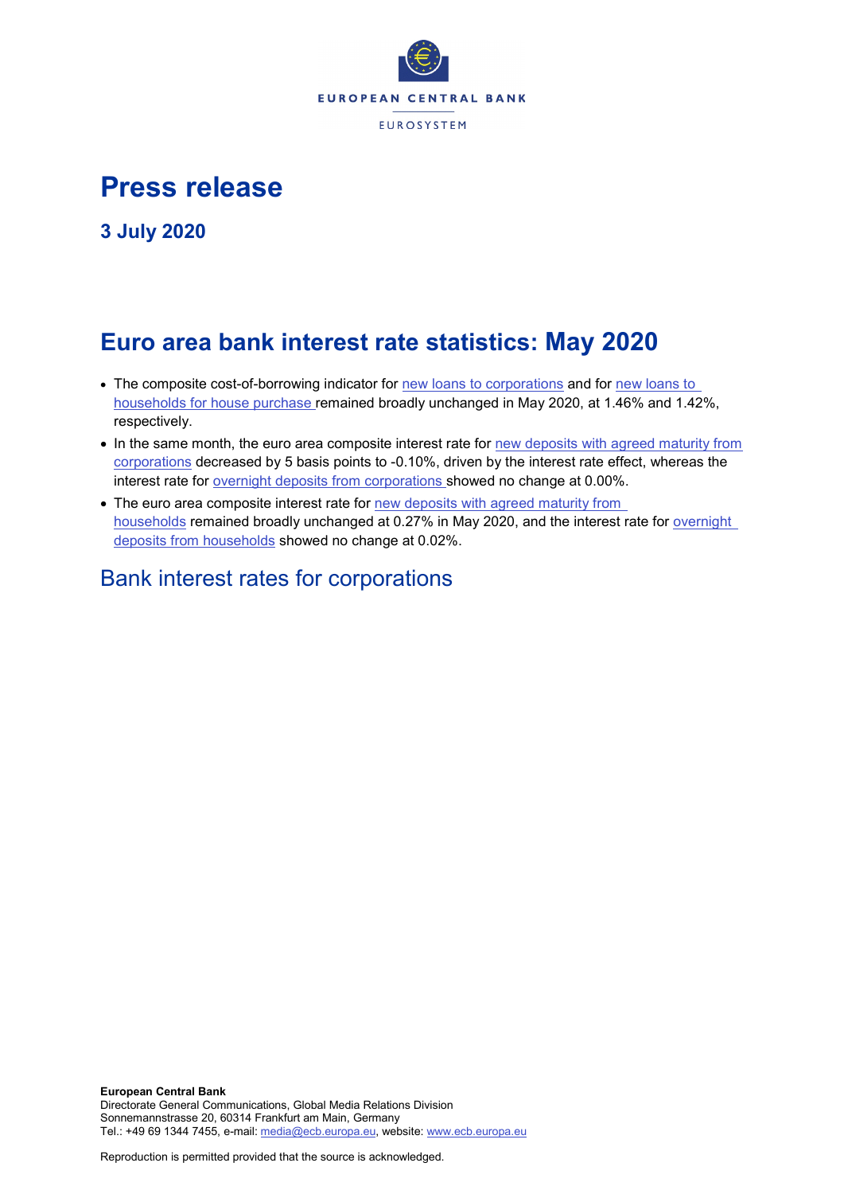# Press release

## 3 July 2020

# Euro area bank interest rate statistics: May 2020

- The composite cost-of-borrowing indicator for new loans to corporations and for new loans to households for house purchase remained broadly unchanged in May 2020, at 1.46% and 1.42%, respectively.
- In the same month, the euro area composite interest rate for new deposits with agreed maturity from corporations decreased by 5 basis points to -0.10%, driven by the interest rate effect, whereas the interest rate for overnight deposits from corporations showed no change at 0.00%.
- The euro area composite interest rate for new deposits with agreed maturity from households remained broadly unchanged at 0.27% in May 2020, and the interest rate for overnight deposits from households showed no change at 0.02%.

## Bank interest rates for corporations

**European Central Bank**
Directorate General Communications, Global Media Relations Division
Sonnemannstrasse 20, 60314 Frankfurt am Main, Germany
Tel.: +49 69 1344 7455, e-mail: media@ecb.europa.eu, website: www.ecb.europa.eu

Reproduction is permitted provided that the source is acknowledged.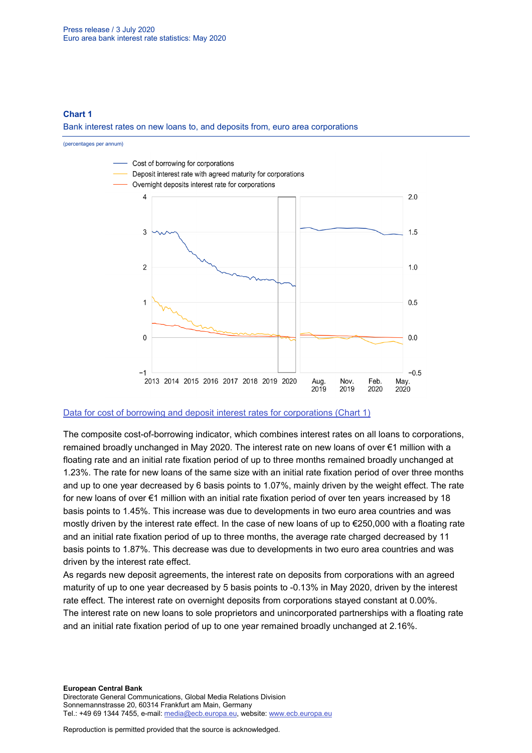**Chart 1**

Bank interest rates on new loans to, and deposits from, euro area corporations

(percentages per annum)

[Data for cost of borrowing and deposit interest rates for corporations (Chart 1)]

The composite cost-of-borrowing indicator, which combines interest rates on all loans to corporations, remained broadly unchanged in May 2020. The interest rate on new loans of over €1 million with a floating rate and an initial rate fixation period of up to three months remained broadly unchanged at 1.23%. The rate for new loans of the same size with an initial rate fixation period of over three months and up to one year decreased by 6 basis points to 1.07%, mainly driven by the weight effect. The rate for new loans of over €1 million with an initial rate fixation period of over ten years increased by 18 basis points to 1.45%. This increase was due to developments in two euro area countries and was mostly driven by the interest rate effect. In the case of new loans of up to €250,000 with a floating rate and an initial rate fixation period of up to three months, the average rate charged decreased by 11 basis points to 1.87%. This decrease was due to developments in two euro area countries and was driven by the interest rate effect.

As regards new deposit agreements, the interest rate on deposits from corporations with an agreed maturity of up to one year decreased by 5 basis points to -0.13% in May 2020, driven by the interest rate effect. The interest rate on overnight deposits from corporations stayed constant at 0.00%.

The interest rate on new loans to sole proprietors and unincorporated partnerships with a floating rate and an initial rate fixation period of up to one year remained broadly unchanged at 2.16%.

**European Central Bank**
Directorate General Communications, Global Media Relations Division
Sonnemannstrasse 20, 60314 Frankfurt am Main, Germany
Tel.: +49 69 1344 7455, e-mail: media@ecb.europa.eu, website: www.ecb.europa.eu

Reproduction is permitted provided that the source is acknowledged.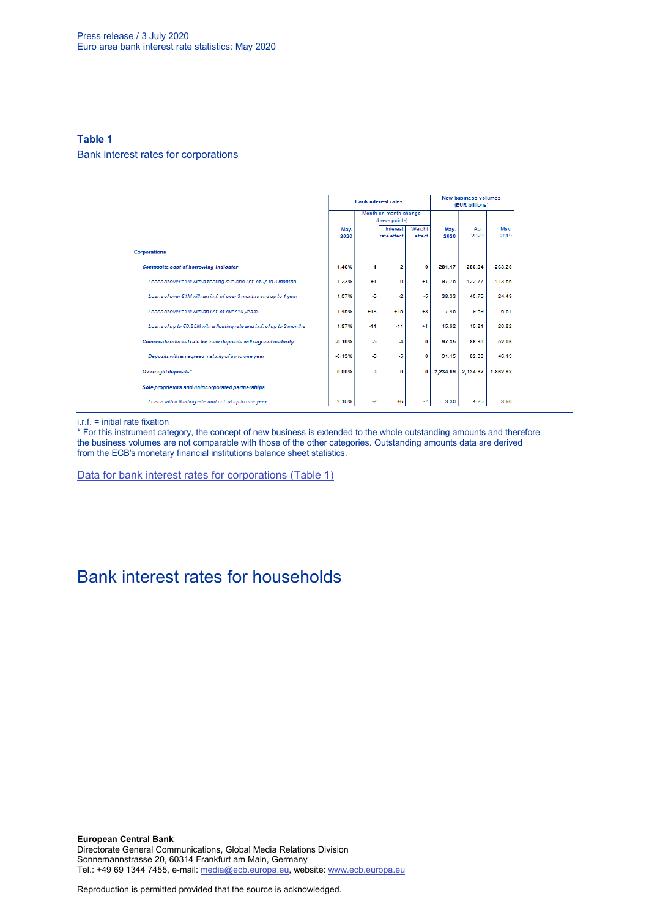## Table 1

Bank interest rates for corporations

| | Bank interest rates | | | | New business volumes (EUR billions) | | |
|---|---|---|---|---|---|---|---|
| | | Month-on-month change (basis points) | | | | | |
| | May 2020 | | Interest rate effect | Weight effect | May 2020 | Apr. 2020 | May 2019 |
| Corporations | | | | | | | |
| **Composite cost-of-borrowing indicator** | **1.46%** | **-1** | **-2** | **0** | **281.17** | **280.94** | **263.28** |
| Loans of over €1M with a floating rate and i.r.f. of up to 3 months | 1.23% | +1 | 0 | +1 | 97.76 | 122.77 | 113.56 |
| Loans of over €1M with an i.r.f. of over 3 months and up to 1 year | 1.07% | -5 | -2 | -5 | 38.33 | 40.75 | 24.49 |
| Loans of over €1M with an i.r.f. of over 10 years | 1.46% | +18 | +15 | +3 | 7.46 | 9.59 | 6.67 |
| Loans of up to €0.25M with a floating rate and i.r.f. of up to 3 months | 1.87% | -11 | -11 | +1 | 15.82 | 15.81 | 20.82 |
| **Composite interest rate for new deposits with agreed maturity** | **-0.10%** | **-5** | **-4** | **0** | **97.35** | **86.90** | **52.06** |
| Deposits with an agreed maturity of up to one year | -0.13% | -5 | -5 | 0 | 91.15 | 82.00 | 46.19 |
| **Overnight deposits*** | **0.00%** | **0** | **0** | **0** | **2,234.09** | **2,134.52** | **1,862.92** |
| Sole proprietors and unincorporated partnerships | | | | | | | |
| Loans with a floating rate and i.r.f. of up to one year | 2.15% | -2 | +6 | -7 | 3.30 | 4.25 | 3.90 |

i.r.f. = initial rate fixation

* For this instrument category, the concept of new business is extended to the whole outstanding amounts and therefore the business volumes are not comparable with those of the other categories. Outstanding amounts data are derived from the ECB's monetary financial institutions balance sheet statistics.

Data for bank interest rates for corporations (Table 1)

# Bank interest rates for households

**European Central Bank**
Directorate General Communications, Global Media Relations Division
Sonnemannstrasse 20, 60314 Frankfurt am Main, Germany
Tel.: +49 69 1344 7455, e-mail: media@ecb.europa.eu, website: www.ecb.europa.eu

Reproduction is permitted provided that the source is acknowledged.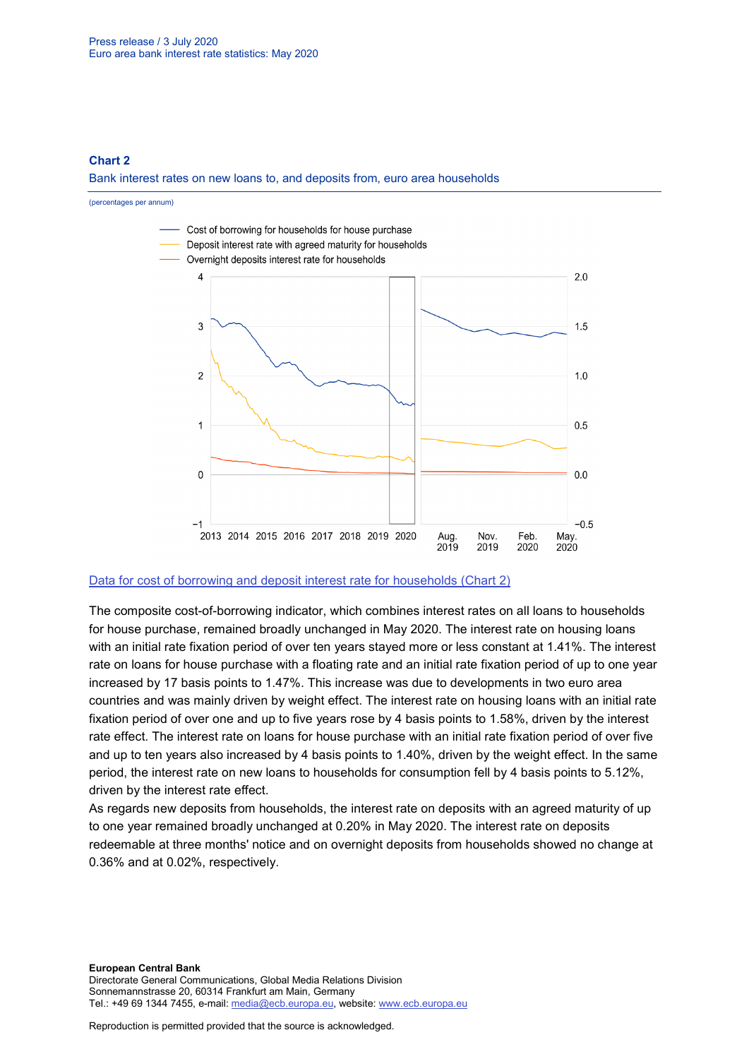### Chart 2

Bank interest rates on new loans to, and deposits from, euro area households

(percentages per annum)

[Data for cost of borrowing and deposit interest rate for households (Chart 2)]

The composite cost-of-borrowing indicator, which combines interest rates on all loans to households for house purchase, remained broadly unchanged in May 2020. The interest rate on housing loans with an initial rate fixation period of over ten years stayed more or less constant at 1.41%. The interest rate on loans for house purchase with a floating rate and an initial rate fixation period of up to one year increased by 17 basis points to 1.47%. This increase was due to developments in two euro area countries and was mainly driven by weight effect. The interest rate on housing loans with an initial rate fixation period of over one and up to five years rose by 4 basis points to 1.58%, driven by the interest rate effect. The interest rate on loans for house purchase with an initial rate fixation period of over five and up to ten years also increased by 4 basis points to 1.40%, driven by the weight effect. In the same period, the interest rate on new loans to households for consumption fell by 4 basis points to 5.12%, driven by the interest rate effect.

As regards new deposits from households, the interest rate on deposits with an agreed maturity of up to one year remained broadly unchanged at 0.20% in May 2020. The interest rate on deposits redeemable at three months' notice and on overnight deposits from households showed no change at 0.36% and at 0.02%, respectively.

**European Central Bank**
Directorate General Communications, Global Media Relations Division
Sonnemannstrasse 20, 60314 Frankfurt am Main, Germany
Tel.: +49 69 1344 7455, e-mail: media@ecb.europa.eu, website: www.ecb.europa.eu

Reproduction is permitted provided that the source is acknowledged.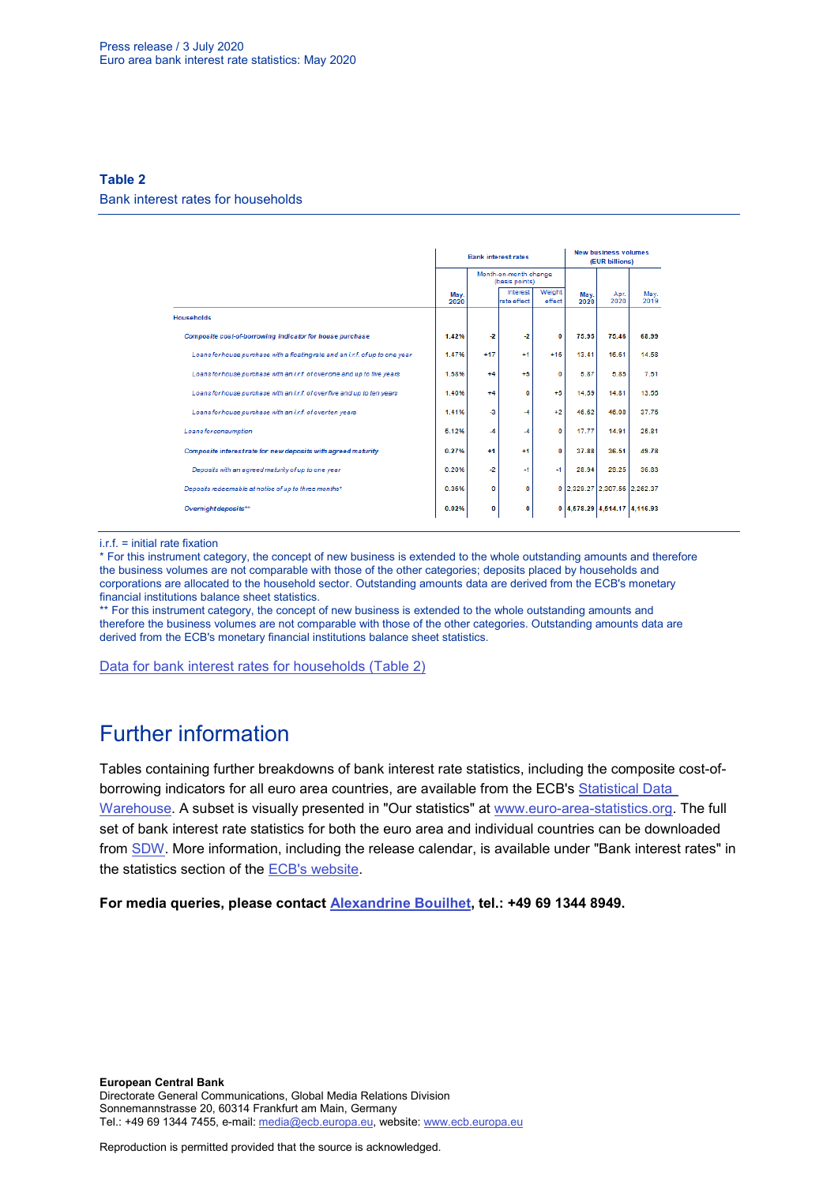Press release / 3 July 2020
Euro area bank interest rate statistics: May 2020

## Table 2

Bank interest rates for households

| | Bank interest rates | | | | New business volumes (EUR billions) | | |
|---|---|---|---|---|---|---|---|
| | | Month-on-month change (basis points) | | | | | |
| | May. 2020 | | Interest rate effect | Weight effect | May. 2020 | Apr. 2020 | May. 2019 |
| **Households** | | | | | | | |
| *Composite cost-of-borrowing indicator for house purchase* | 1.42% | -2 | -2 | 0 | 75.95 | 75.46 | 68.99 |
| *Loans for house purchase with a floating rate and an i.r.f. of up to one year* | 1.47% | +17 | +1 | +16 | 13.41 | 16.61 | 14.58 |
| *Loans for house purchase with an i.r.f. of over one and up to five years* | 1.58% | +4 | +5 | 0 | 5.87 | 5.85 | 7.51 |
| *Loans for house purchase with an i.r.f. of over five and up to ten years* | 1.40% | +4 | 0 | +5 | 14.59 | 14.81 | 13.55 |
| *Loans for house purchase with an i.r.f. of over ten years* | 1.41% | -3 | -4 | +2 | 46.62 | 46.08 | 37.75 |
| *Loans for consumption* | 5.12% | -4 | -4 | 0 | 17.77 | 14.91 | 25.81 |
| *Composite interest rate for new deposits with agreed maturity* | 0.27% | +1 | +1 | 0 | 37.88 | 36.51 | 49.78 |
| *Deposits with an agreed maturity of up to one year* | 0.20% | -2 | -1 | -1 | 28.94 | 29.25 | 36.83 |
| *Deposits redeemable at notice of up to three months** | 0.35% | 0 | 0 | 0 | 2,329.27 | 2,307.56 | 2,262.37 |
| *Overnight deposits*** | 0.02% | 0 | 0 | 0 | 4,578.29 | 4,514.17 | 4,116.93 |

i.r.f. = initial rate fixation

* For this instrument category, the concept of new business is extended to the whole outstanding amounts and therefore the business volumes are not comparable with those of the other categories; deposits placed by households and corporations are allocated to the household sector. Outstanding amounts data are derived from the ECB's monetary financial institutions balance sheet statistics.

** For this instrument category, the concept of new business is extended to the whole outstanding amounts and therefore the business volumes are not comparable with those of the other categories. Outstanding amounts data are derived from the ECB's monetary financial institutions balance sheet statistics.

Data for bank interest rates for households (Table 2)

# Further information

Tables containing further breakdowns of bank interest rate statistics, including the composite cost-of-borrowing indicators for all euro area countries, are available from the ECB's Statistical Data Warehouse. A subset is visually presented in "Our statistics" at www.euro-area-statistics.org. The full set of bank interest rate statistics for both the euro area and individual countries can be downloaded from SDW. More information, including the release calendar, is available under "Bank interest rates" in the statistics section of the ECB's website.

**For media queries, please contact Alexandrine Bouilhet, tel.: +49 69 1344 8949.**

**European Central Bank**
Directorate General Communications, Global Media Relations Division
Sonnemannstrasse 20, 60314 Frankfurt am Main, Germany
Tel.: +49 69 1344 7455, e-mail: media@ecb.europa.eu, website: www.ecb.europa.eu

Reproduction is permitted provided that the source is acknowledged.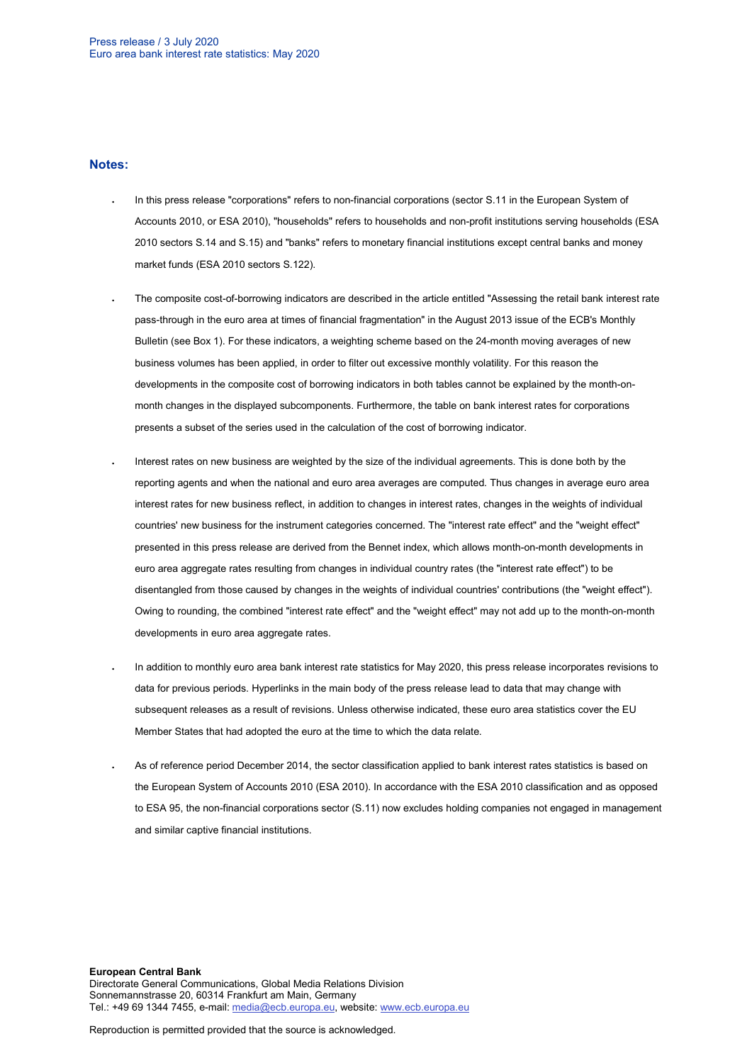## Notes:

- In this press release "corporations" refers to non-financial corporations (sector S.11 in the European System of Accounts 2010, or ESA 2010), "households" refers to households and non-profit institutions serving households (ESA 2010 sectors S.14 and S.15) and "banks" refers to monetary financial institutions except central banks and money market funds (ESA 2010 sectors S.122).
- The composite cost-of-borrowing indicators are described in the article entitled "Assessing the retail bank interest rate pass-through in the euro area at times of financial fragmentation" in the August 2013 issue of the ECB's Monthly Bulletin (see Box 1). For these indicators, a weighting scheme based on the 24-month moving averages of new business volumes has been applied, in order to filter out excessive monthly volatility. For this reason the developments in the composite cost of borrowing indicators in both tables cannot be explained by the month-on-month changes in the displayed subcomponents. Furthermore, the table on bank interest rates for corporations presents a subset of the series used in the calculation of the cost of borrowing indicator.
- Interest rates on new business are weighted by the size of the individual agreements. This is done both by the reporting agents and when the national and euro area averages are computed. Thus changes in average euro area interest rates for new business reflect, in addition to changes in interest rates, changes in the weights of individual countries' new business for the instrument categories concerned. The "interest rate effect" and the "weight effect" presented in this press release are derived from the Bennet index, which allows month-on-month developments in euro area aggregate rates resulting from changes in individual country rates (the "interest rate effect") to be disentangled from those caused by changes in the weights of individual countries' contributions (the "weight effect"). Owing to rounding, the combined "interest rate effect" and the "weight effect" may not add up to the month-on-month developments in euro area aggregate rates.
- In addition to monthly euro area bank interest rate statistics for May 2020, this press release incorporates revisions to data for previous periods. Hyperlinks in the main body of the press release lead to data that may change with subsequent releases as a result of revisions. Unless otherwise indicated, these euro area statistics cover the EU Member States that had adopted the euro at the time to which the data relate.
- As of reference period December 2014, the sector classification applied to bank interest rates statistics is based on the European System of Accounts 2010 (ESA 2010). In accordance with the ESA 2010 classification and as opposed to ESA 95, the non-financial corporations sector (S.11) now excludes holding companies not engaged in management and similar captive financial institutions.

**European Central Bank**
Directorate General Communications, Global Media Relations Division
Sonnemannstrasse 20, 60314 Frankfurt am Main, Germany
Tel.: +49 69 1344 7455, e-mail: media@ecb.europa.eu, website: www.ecb.europa.eu

Reproduction is permitted provided that the source is acknowledged.